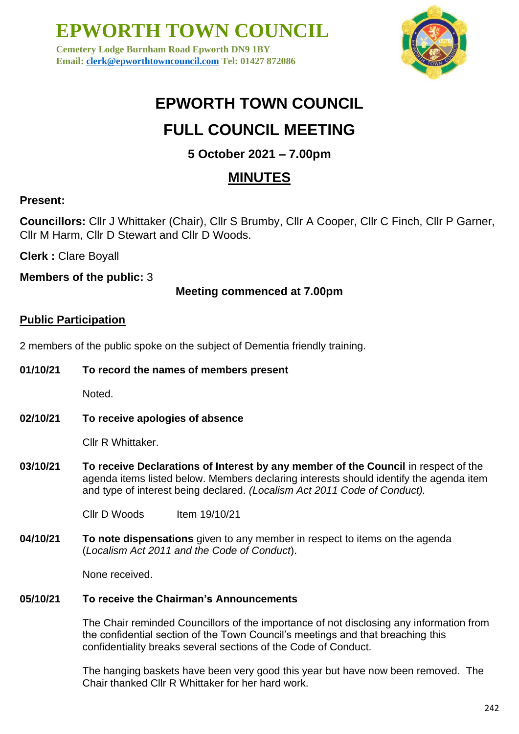# EPWORTH TOWN COUNCIL

**Cemetery Lodge Burnham Road Epworth DN9 1BY**
**Email: clerk@epworthtowncouncil.com Tel: 01427 872086**

# EPWORTH TOWN COUNCIL

# FULL COUNCIL MEETING

### 5 October 2021 – 7.00pm

## MINUTES

**Present:**

**Councillors:** Cllr J Whittaker (Chair), Cllr S Brumby, Cllr A Cooper, Cllr C Finch, Cllr P Garner, Cllr M Harm, Cllr D Stewart and Cllr D Woods.

**Clerk :** Clare Boyall

**Members of the public:** 3

**Meeting commenced at 7.00pm**

**Public Participation**

2 members of the public spoke on the subject of Dementia friendly training.

**01/10/21 To record the names of members present**

Noted.

**02/10/21 To receive apologies of absence**

Cllr R Whittaker.

**03/10/21 To receive Declarations of Interest by any member of the Council** in respect of the agenda items listed below. Members declaring interests should identify the agenda item and type of interest being declared. *(Localism Act 2011 Code of Conduct).*

Cllr D Woods Item 19/10/21

**04/10/21 To note dispensations** given to any member in respect to items on the agenda (*Localism Act 2011 and the Code of Conduct*).

None received.

**05/10/21 To receive the Chairman's Announcements**

The Chair reminded Councillors of the importance of not disclosing any information from the confidential section of the Town Council's meetings and that breaching this confidentiality breaks several sections of the Code of Conduct.

The hanging baskets have been very good this year but have now been removed. The Chair thanked Cllr R Whittaker for her hard work.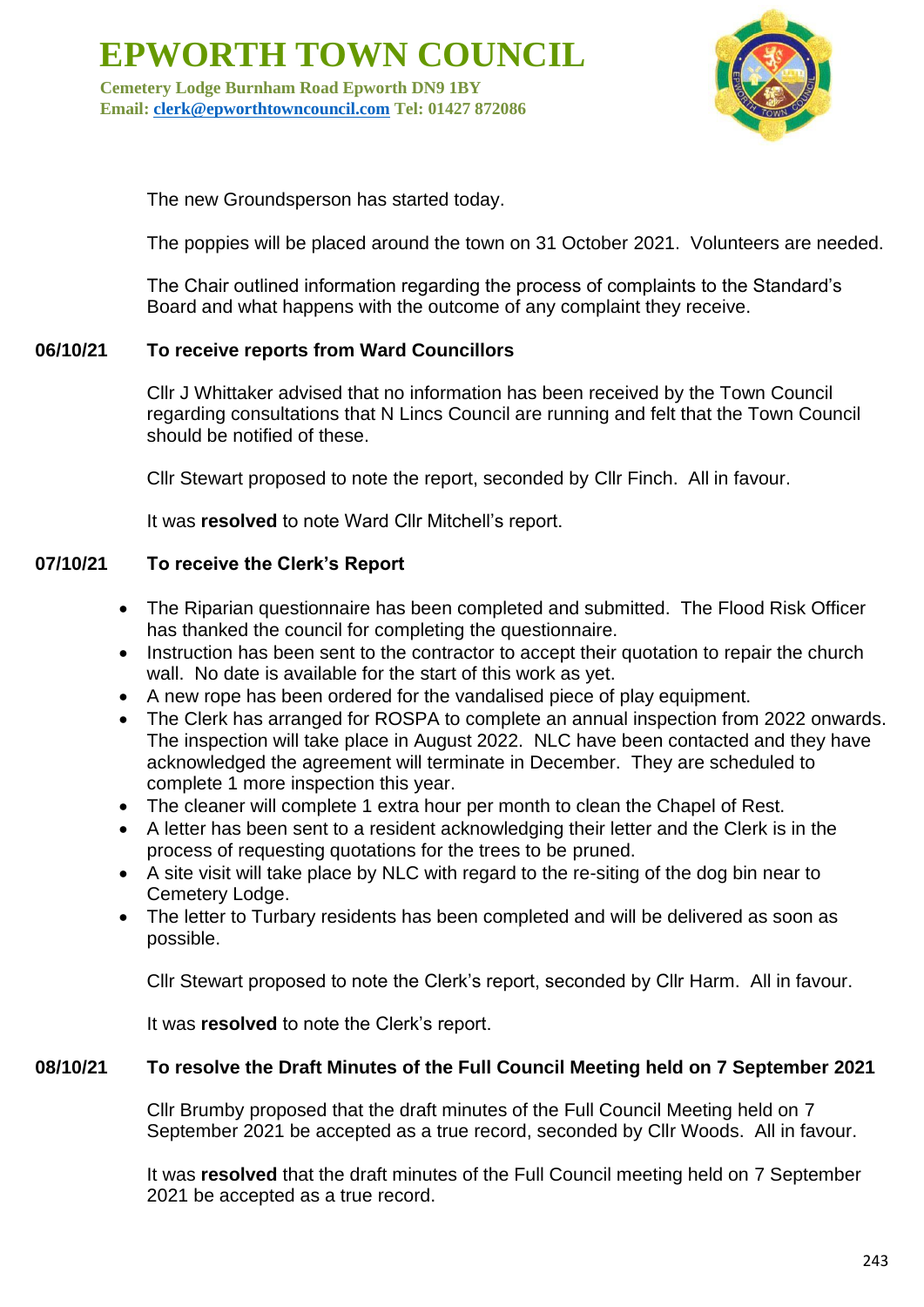The new Groundsperson has started today.

The poppies will be placed around the town on 31 October 2021. Volunteers are needed.

The Chair outlined information regarding the process of complaints to the Standard's Board and what happens with the outcome of any complaint they receive.

**06/10/21 To receive reports from Ward Councillors**

Cllr J Whittaker advised that no information has been received by the Town Council regarding consultations that N Lincs Council are running and felt that the Town Council should be notified of these.

Cllr Stewart proposed to note the report, seconded by Cllr Finch. All in favour.

It was **resolved** to note Ward Cllr Mitchell's report.

**07/10/21 To receive the Clerk's Report**

- The Riparian questionnaire has been completed and submitted. The Flood Risk Officer has thanked the council for completing the questionnaire.
- Instruction has been sent to the contractor to accept their quotation to repair the church wall. No date is available for the start of this work as yet.
- A new rope has been ordered for the vandalised piece of play equipment.
- The Clerk has arranged for ROSPA to complete an annual inspection from 2022 onwards. The inspection will take place in August 2022. NLC have been contacted and they have acknowledged the agreement will terminate in December. They are scheduled to complete 1 more inspection this year.
- The cleaner will complete 1 extra hour per month to clean the Chapel of Rest.
- A letter has been sent to a resident acknowledging their letter and the Clerk is in the process of requesting quotations for the trees to be pruned.
- A site visit will take place by NLC with regard to the re-siting of the dog bin near to Cemetery Lodge.
- The letter to Turbary residents has been completed and will be delivered as soon as possible.

Cllr Stewart proposed to note the Clerk's report, seconded by Cllr Harm. All in favour.

It was **resolved** to note the Clerk's report.

**08/10/21 To resolve the Draft Minutes of the Full Council Meeting held on 7 September 2021**

Cllr Brumby proposed that the draft minutes of the Full Council Meeting held on 7 September 2021 be accepted as a true record, seconded by Cllr Woods. All in favour.

It was **resolved** that the draft minutes of the Full Council meeting held on 7 September 2021 be accepted as a true record.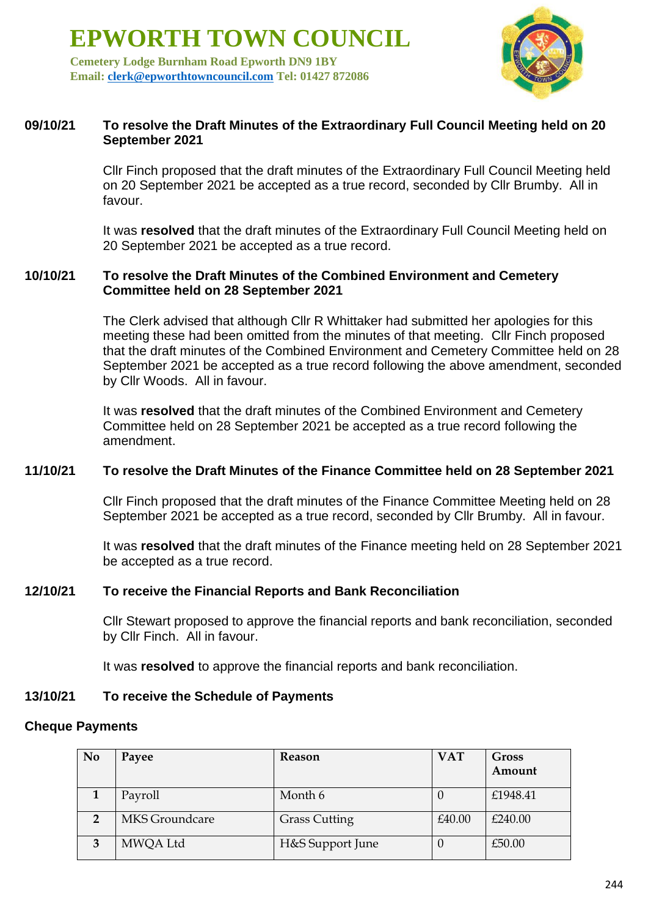# EPWORTH TOWN COUNCIL

**Cemetery Lodge Burnham Road Epworth DN9 1BY**
**Email: clerk@epworthtowncouncil.com Tel: 01427 872086**

**09/10/21 To resolve the Draft Minutes of the Extraordinary Full Council Meeting held on 20 September 2021**

Cllr Finch proposed that the draft minutes of the Extraordinary Full Council Meeting held on 20 September 2021 be accepted as a true record, seconded by Cllr Brumby. All in favour.

It was **resolved** that the draft minutes of the Extraordinary Full Council Meeting held on 20 September 2021 be accepted as a true record.

**10/10/21 To resolve the Draft Minutes of the Combined Environment and Cemetery Committee held on 28 September 2021**

The Clerk advised that although Cllr R Whittaker had submitted her apologies for this meeting these had been omitted from the minutes of that meeting. Cllr Finch proposed that the draft minutes of the Combined Environment and Cemetery Committee held on 28 September 2021 be accepted as a true record following the above amendment, seconded by Cllr Woods. All in favour.

It was **resolved** that the draft minutes of the Combined Environment and Cemetery Committee held on 28 September 2021 be accepted as a true record following the amendment.

**11/10/21 To resolve the Draft Minutes of the Finance Committee held on 28 September 2021**

Cllr Finch proposed that the draft minutes of the Finance Committee Meeting held on 28 September 2021 be accepted as a true record, seconded by Cllr Brumby. All in favour.

It was **resolved** that the draft minutes of the Finance meeting held on 28 September 2021 be accepted as a true record.

**12/10/21 To receive the Financial Reports and Bank Reconciliation**

Cllr Stewart proposed to approve the financial reports and bank reconciliation, seconded by Cllr Finch. All in favour.

It was **resolved** to approve the financial reports and bank reconciliation.

**13/10/21 To receive the Schedule of Payments**

**Cheque Payments**

| No | Payee | Reason | VAT | Gross Amount |
|---|---|---|---|---|
| 1 | Payroll | Month 6 | 0 | £1948.41 |
| 2 | MKS Groundcare | Grass Cutting | £40.00 | £240.00 |
| 3 | MWQA Ltd | H&S Support June | 0 | £50.00 |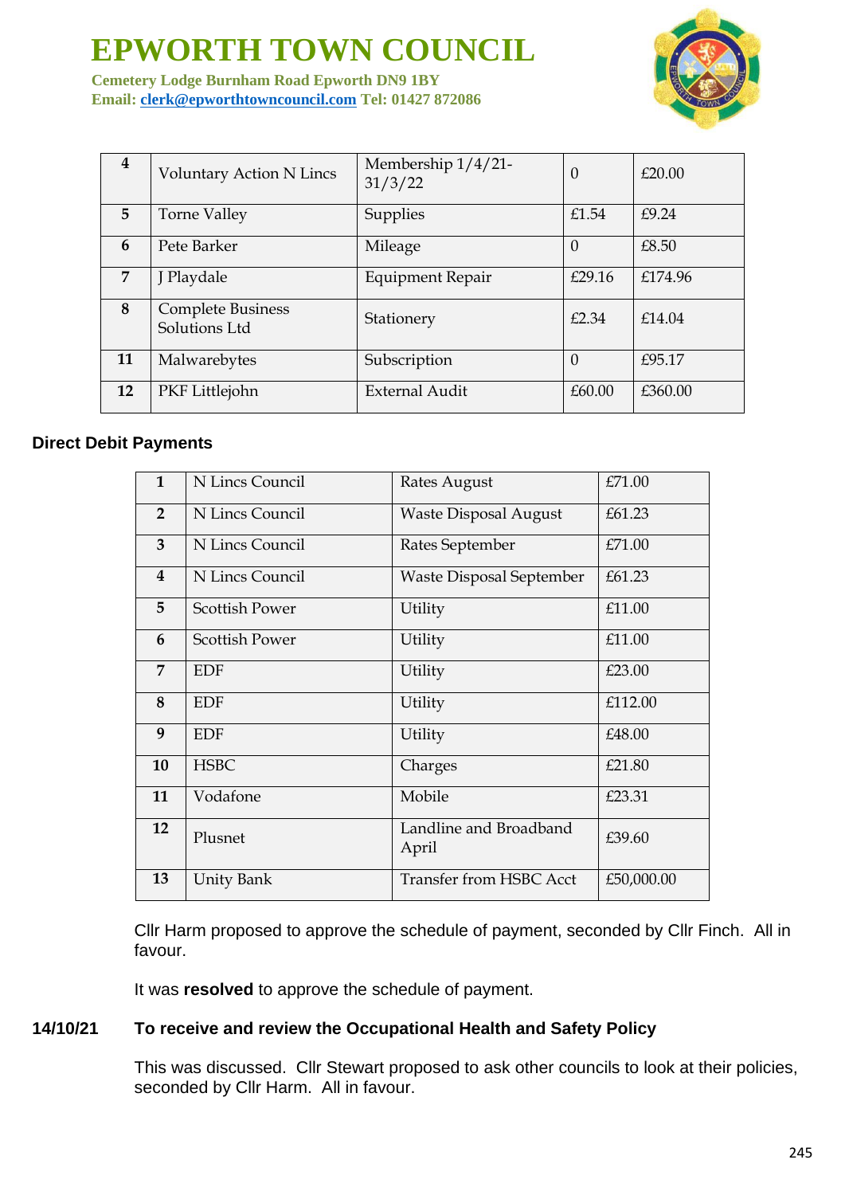# EPWORTH TOWN COUNCIL

**Cemetery Lodge Burnham Road Epworth DN9 1BY**
**Email: clerk@epworthtowncouncil.com Tel: 01427 872086**

| 4 | Voluntary Action N Lincs | Membership 1/4/21-31/3/22 | 0 | £20.00 |
|---|---|---|---|---|
| 5 | Torne Valley | Supplies | £1.54 | £9.24 |
| 6 | Pete Barker | Mileage | 0 | £8.50 |
| 7 | J Playdale | Equipment Repair | £29.16 | £174.96 |
| 8 | Complete Business Solutions Ltd | Stationery | £2.34 | £14.04 |
| 11 | Malwarebytes | Subscription | 0 | £95.17 |
| 12 | PKF Littlejohn | External Audit | £60.00 | £360.00 |

**Direct Debit Payments**

| 1 | N Lincs Council | Rates August | £71.00 |
|---|---|---|---|
| 2 | N Lincs Council | Waste Disposal August | £61.23 |
| 3 | N Lincs Council | Rates September | £71.00 |
| 4 | N Lincs Council | Waste Disposal September | £61.23 |
| 5 | Scottish Power | Utility | £11.00 |
| 6 | Scottish Power | Utility | £11.00 |
| 7 | EDF | Utility | £23.00 |
| 8 | EDF | Utility | £112.00 |
| 9 | EDF | Utility | £48.00 |
| 10 | HSBC | Charges | £21.80 |
| 11 | Vodafone | Mobile | £23.31 |
| 12 | Plusnet | Landline and Broadband April | £39.60 |
| 13 | Unity Bank | Transfer from HSBC Acct | £50,000.00 |

Cllr Harm proposed to approve the schedule of payment, seconded by Cllr Finch. All in favour.

It was **resolved** to approve the schedule of payment.

**14/10/21 To receive and review the Occupational Health and Safety Policy**

This was discussed. Cllr Stewart proposed to ask other councils to look at their policies, seconded by Cllr Harm. All in favour.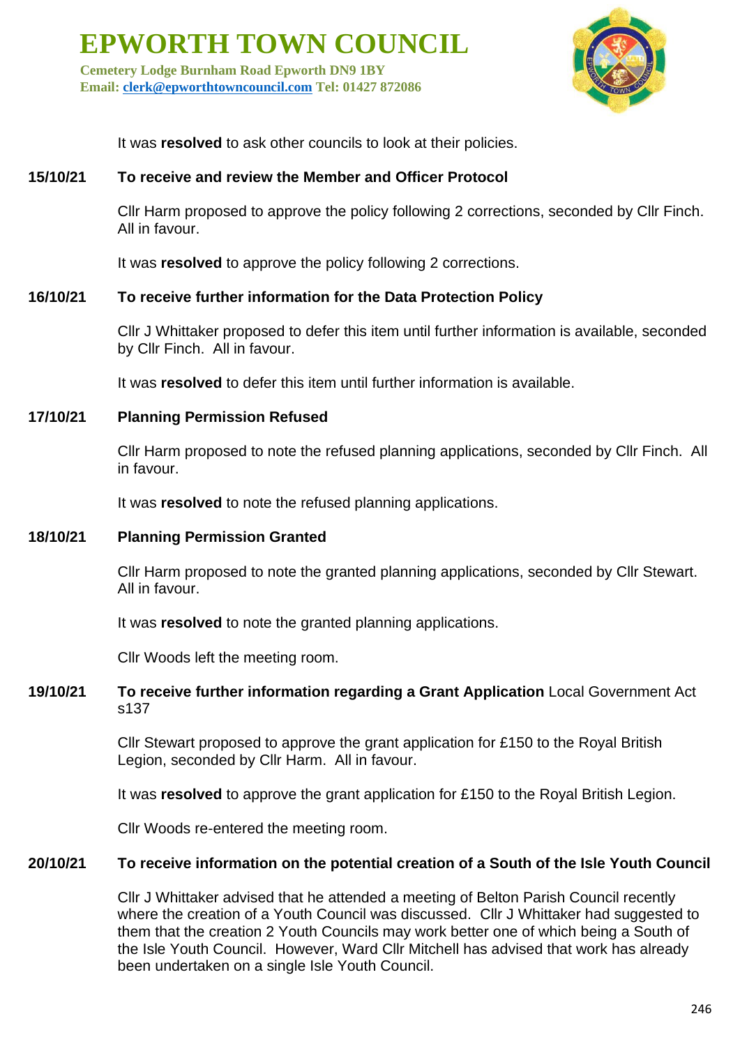It was **resolved** to ask other councils to look at their policies.

**15/10/21 To receive and review the Member and Officer Protocol**

Cllr Harm proposed to approve the policy following 2 corrections, seconded by Cllr Finch. All in favour.

It was **resolved** to approve the policy following 2 corrections.

**16/10/21 To receive further information for the Data Protection Policy**

Cllr J Whittaker proposed to defer this item until further information is available, seconded by Cllr Finch. All in favour.

It was **resolved** to defer this item until further information is available.

**17/10/21 Planning Permission Refused**

Cllr Harm proposed to note the refused planning applications, seconded by Cllr Finch. All in favour.

It was **resolved** to note the refused planning applications.

**18/10/21 Planning Permission Granted**

Cllr Harm proposed to note the granted planning applications, seconded by Cllr Stewart. All in favour.

It was **resolved** to note the granted planning applications.

Cllr Woods left the meeting room.

**19/10/21 To receive further information regarding a Grant Application** Local Government Act s137

Cllr Stewart proposed to approve the grant application for £150 to the Royal British Legion, seconded by Cllr Harm. All in favour.

It was **resolved** to approve the grant application for £150 to the Royal British Legion.

Cllr Woods re-entered the meeting room.

**20/10/21 To receive information on the potential creation of a South of the Isle Youth Council**

Cllr J Whittaker advised that he attended a meeting of Belton Parish Council recently where the creation of a Youth Council was discussed. Cllr J Whittaker had suggested to them that the creation 2 Youth Councils may work better one of which being a South of the Isle Youth Council. However, Ward Cllr Mitchell has advised that work has already been undertaken on a single Isle Youth Council.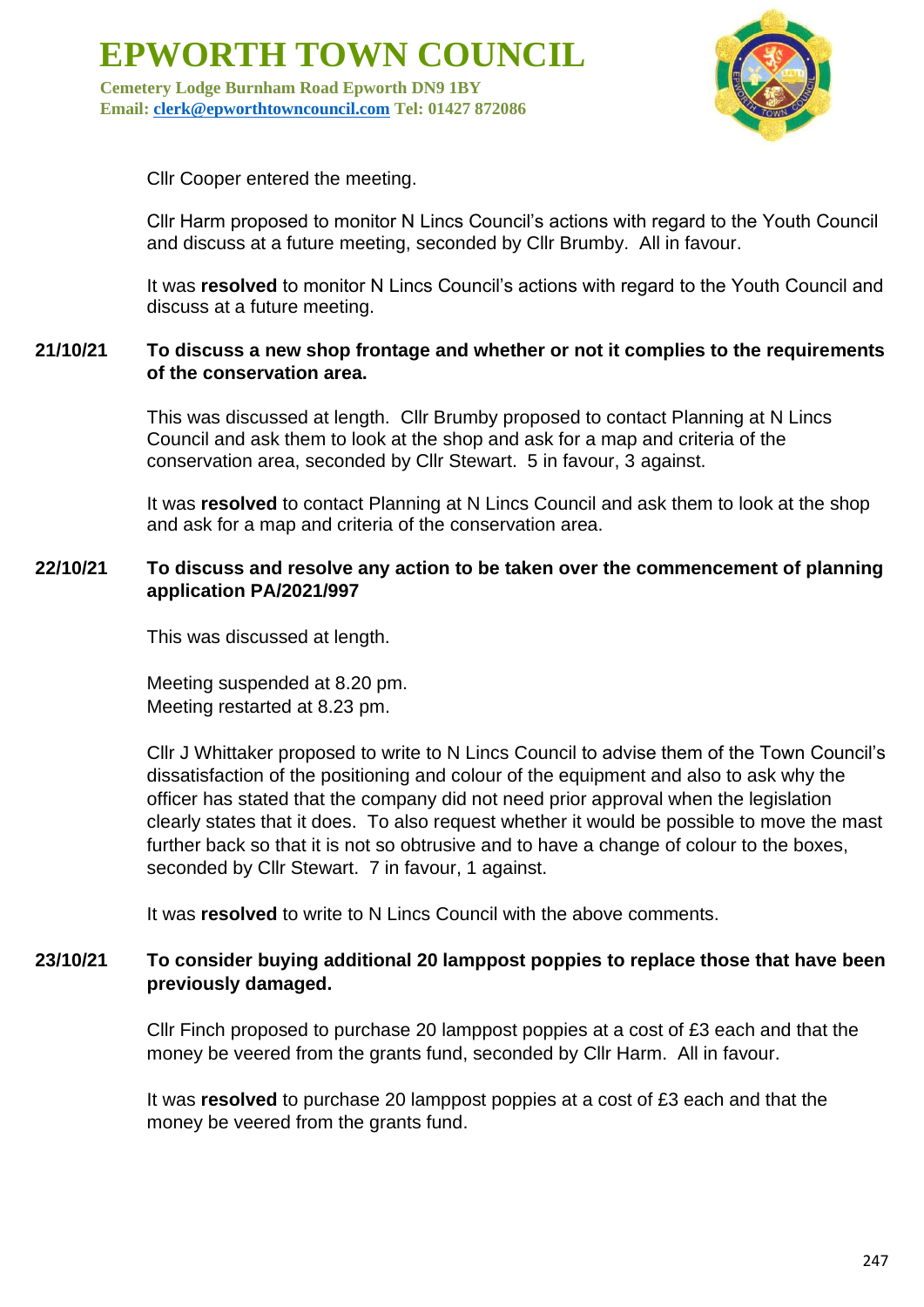Cllr Cooper entered the meeting.

Cllr Harm proposed to monitor N Lincs Council's actions with regard to the Youth Council and discuss at a future meeting, seconded by Cllr Brumby. All in favour.

It was **resolved** to monitor N Lincs Council's actions with regard to the Youth Council and discuss at a future meeting.

**21/10/21 To discuss a new shop frontage and whether or not it complies to the requirements of the conservation area.**

This was discussed at length. Cllr Brumby proposed to contact Planning at N Lincs Council and ask them to look at the shop and ask for a map and criteria of the conservation area, seconded by Cllr Stewart. 5 in favour, 3 against.

It was **resolved** to contact Planning at N Lincs Council and ask them to look at the shop and ask for a map and criteria of the conservation area.

**22/10/21 To discuss and resolve any action to be taken over the commencement of planning application PA/2021/997**

This was discussed at length.

Meeting suspended at 8.20 pm.
Meeting restarted at 8.23 pm.

Cllr J Whittaker proposed to write to N Lincs Council to advise them of the Town Council's dissatisfaction of the positioning and colour of the equipment and also to ask why the officer has stated that the company did not need prior approval when the legislation clearly states that it does. To also request whether it would be possible to move the mast further back so that it is not so obtrusive and to have a change of colour to the boxes, seconded by Cllr Stewart. 7 in favour, 1 against.

It was **resolved** to write to N Lincs Council with the above comments.

**23/10/21 To consider buying additional 20 lamppost poppies to replace those that have been previously damaged.**

Cllr Finch proposed to purchase 20 lamppost poppies at a cost of £3 each and that the money be veered from the grants fund, seconded by Cllr Harm. All in favour.

It was **resolved** to purchase 20 lamppost poppies at a cost of £3 each and that the money be veered from the grants fund.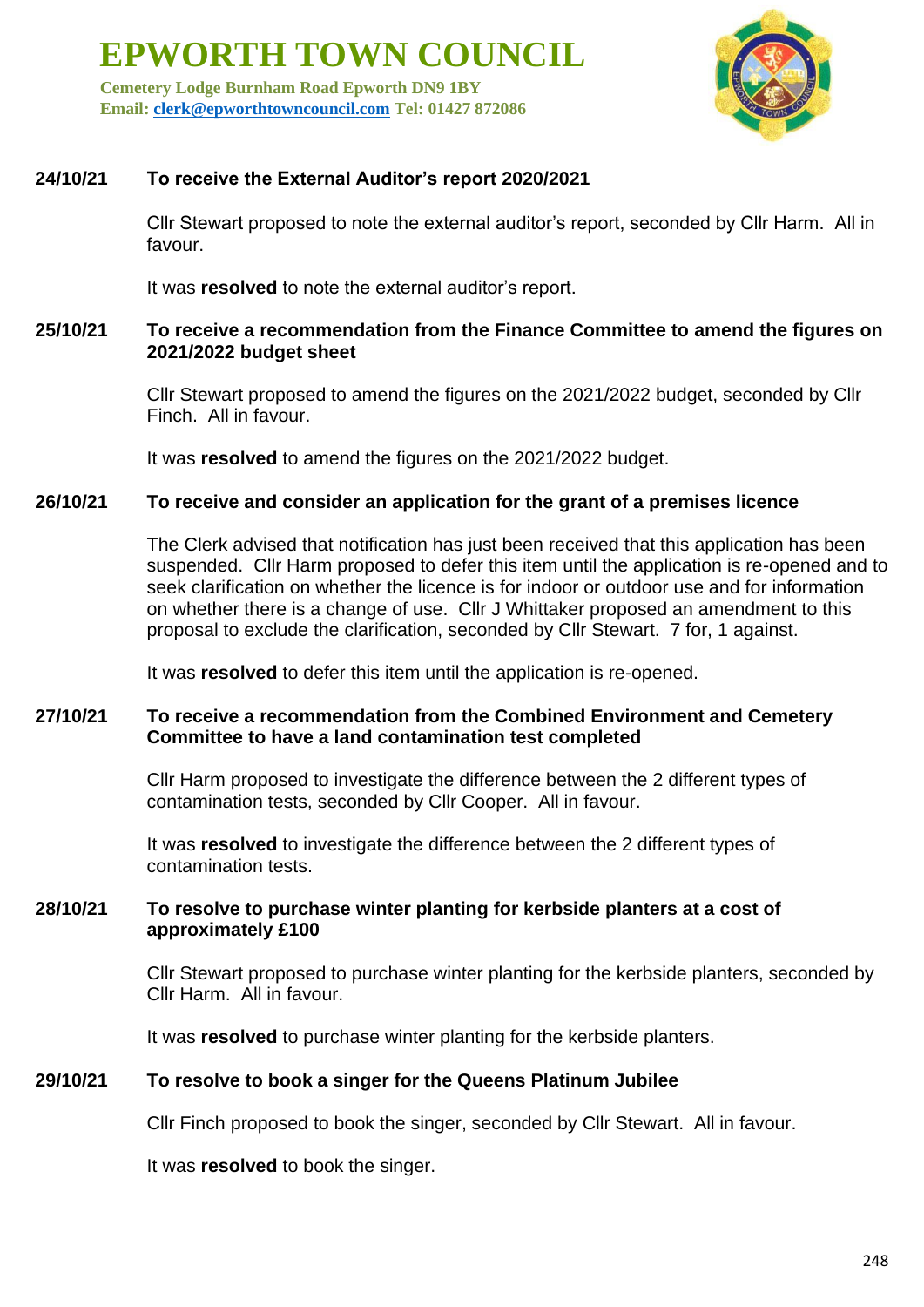# EPWORTH TOWN COUNCIL

**Cemetery Lodge Burnham Road Epworth DN9 1BY**
**Email: clerk@epworthtowncouncil.com Tel: 01427 872086**

**24/10/21 To receive the External Auditor's report 2020/2021**

Cllr Stewart proposed to note the external auditor's report, seconded by Cllr Harm. All in favour.

It was **resolved** to note the external auditor's report.

**25/10/21 To receive a recommendation from the Finance Committee to amend the figures on 2021/2022 budget sheet**

Cllr Stewart proposed to amend the figures on the 2021/2022 budget, seconded by Cllr Finch. All in favour.

It was **resolved** to amend the figures on the 2021/2022 budget.

**26/10/21 To receive and consider an application for the grant of a premises licence**

The Clerk advised that notification has just been received that this application has been suspended. Cllr Harm proposed to defer this item until the application is re-opened and to seek clarification on whether the licence is for indoor or outdoor use and for information on whether there is a change of use. Cllr J Whittaker proposed an amendment to this proposal to exclude the clarification, seconded by Cllr Stewart. 7 for, 1 against.

It was **resolved** to defer this item until the application is re-opened.

**27/10/21 To receive a recommendation from the Combined Environment and Cemetery Committee to have a land contamination test completed**

Cllr Harm proposed to investigate the difference between the 2 different types of contamination tests, seconded by Cllr Cooper. All in favour.

It was **resolved** to investigate the difference between the 2 different types of contamination tests.

**28/10/21 To resolve to purchase winter planting for kerbside planters at a cost of approximately £100**

Cllr Stewart proposed to purchase winter planting for the kerbside planters, seconded by Cllr Harm. All in favour.

It was **resolved** to purchase winter planting for the kerbside planters.

**29/10/21 To resolve to book a singer for the Queens Platinum Jubilee**

Cllr Finch proposed to book the singer, seconded by Cllr Stewart. All in favour.

It was **resolved** to book the singer.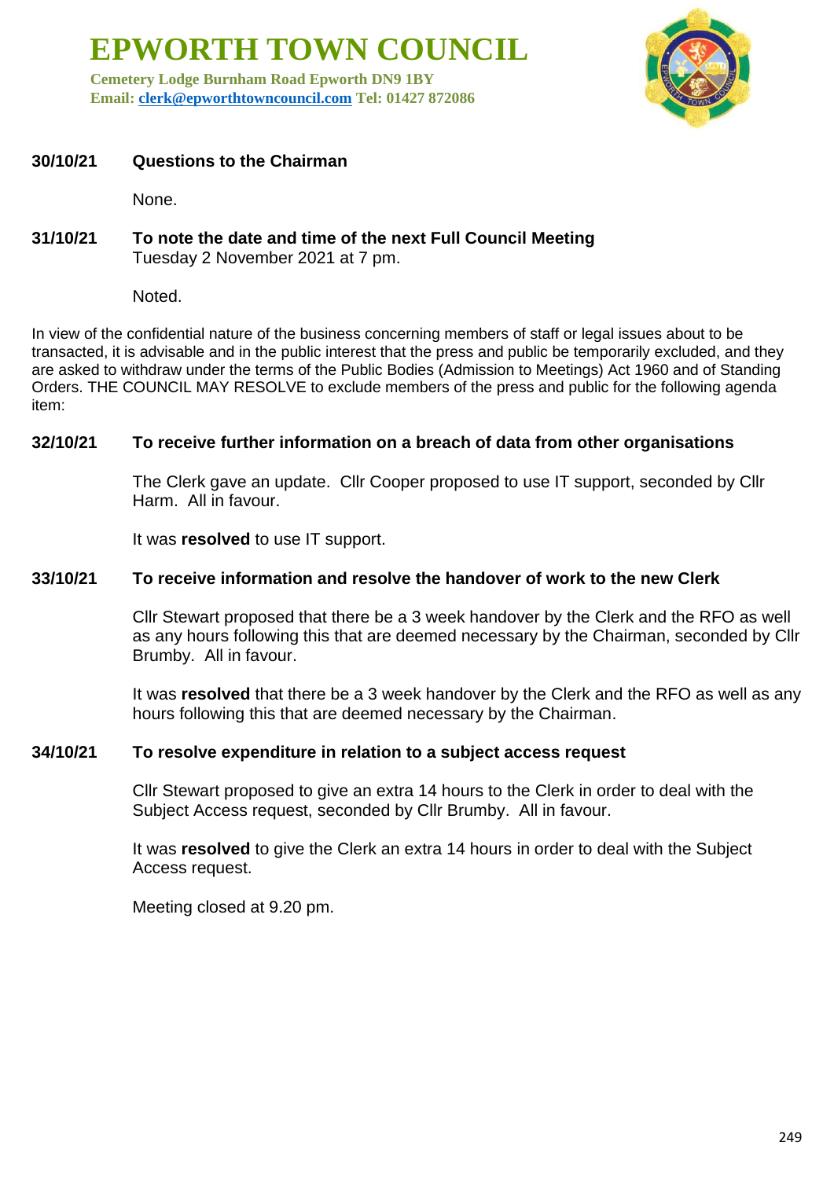# EPWORTH TOWN COUNCIL

**Cemetery Lodge Burnham Road Epworth DN9 1BY**
**Email: clerk@epworthtowncouncil.com Tel: 01427 872086**

**30/10/21 Questions to the Chairman**

None.

**31/10/21 To note the date and time of the next Full Council Meeting**
Tuesday 2 November 2021 at 7 pm.

Noted.

In view of the confidential nature of the business concerning members of staff or legal issues about to be transacted, it is advisable and in the public interest that the press and public be temporarily excluded, and they are asked to withdraw under the terms of the Public Bodies (Admission to Meetings) Act 1960 and of Standing Orders. THE COUNCIL MAY RESOLVE to exclude members of the press and public for the following agenda item:

**32/10/21 To receive further information on a breach of data from other organisations**

The Clerk gave an update. Cllr Cooper proposed to use IT support, seconded by Cllr Harm. All in favour.

It was **resolved** to use IT support.

**33/10/21 To receive information and resolve the handover of work to the new Clerk**

Cllr Stewart proposed that there be a 3 week handover by the Clerk and the RFO as well as any hours following this that are deemed necessary by the Chairman, seconded by Cllr Brumby. All in favour.

It was **resolved** that there be a 3 week handover by the Clerk and the RFO as well as any hours following this that are deemed necessary by the Chairman.

**34/10/21 To resolve expenditure in relation to a subject access request**

Cllr Stewart proposed to give an extra 14 hours to the Clerk in order to deal with the Subject Access request, seconded by Cllr Brumby. All in favour.

It was **resolved** to give the Clerk an extra 14 hours in order to deal with the Subject Access request.

Meeting closed at 9.20 pm.